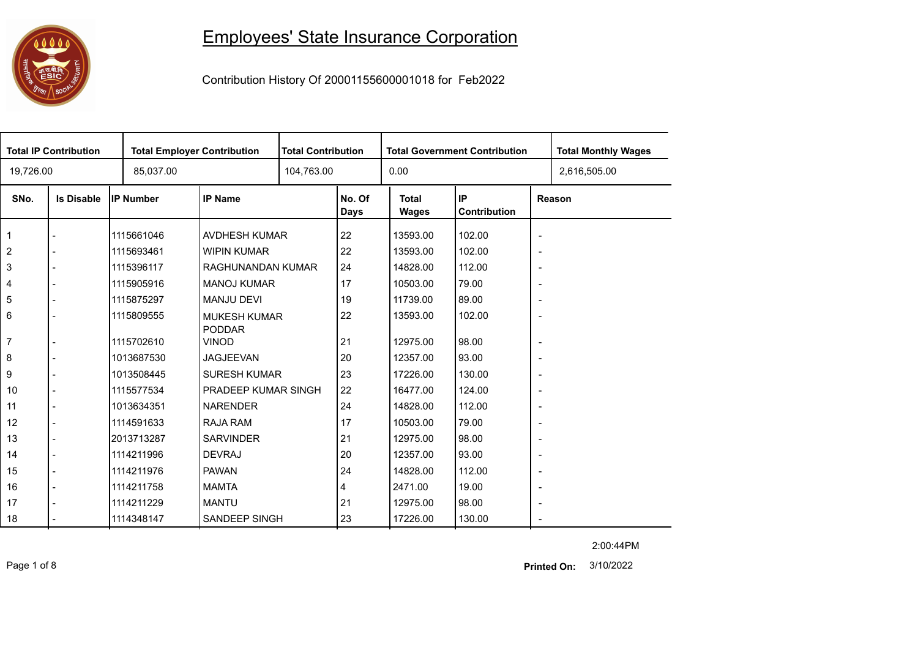# Employees' State Insurance Corporation

Contribution History Of 20001155600001018 for Feb2022

| Total IP Contribution | Total Employer Contribution | Total Contribution | Total Government Contribution | Total Monthly Wages |
|---|---|---|---|---|
| 19,726.00 | 85,037.00 | 104,763.00 | 0.00 | 2,616,505.00 |

| SNo. | Is Disable | IP Number | IP Name | No. Of Days | Total Wages | IP Contribution | Reason |
|---|---|---|---|---|---|---|---|
| 1 | - | 1115661046 | AVDHESH KUMAR | 22 | 13593.00 | 102.00 | - |
| 2 | - | 1115693461 | WIPIN KUMAR | 22 | 13593.00 | 102.00 | - |
| 3 | - | 1115396117 | RAGHUNANDAN KUMAR | 24 | 14828.00 | 112.00 | - |
| 4 | - | 1115905916 | MANOJ KUMAR | 17 | 10503.00 | 79.00 | - |
| 5 | - | 1115875297 | MANJU DEVI | 19 | 11739.00 | 89.00 | - |
| 6 | - | 1115809555 | MUKESH KUMAR PODDAR | 22 | 13593.00 | 102.00 | - |
| 7 | - | 1115702610 | VINOD | 21 | 12975.00 | 98.00 | - |
| 8 | - | 1013687530 | JAGJEEVAN | 20 | 12357.00 | 93.00 | - |
| 9 | - | 1013508445 | SURESH KUMAR | 23 | 17226.00 | 130.00 | - |
| 10 | - | 1115577534 | PRADEEP KUMAR SINGH | 22 | 16477.00 | 124.00 | - |
| 11 | - | 1013634351 | NARENDER | 24 | 14828.00 | 112.00 | - |
| 12 | - | 1114591633 | RAJA RAM | 17 | 10503.00 | 79.00 | - |
| 13 | - | 2013713287 | SARVINDER | 21 | 12975.00 | 98.00 | - |
| 14 | - | 1114211996 | DEVRAJ | 20 | 12357.00 | 93.00 | - |
| 15 | - | 1114211976 | PAWAN | 24 | 14828.00 | 112.00 | - |
| 16 | - | 1114211758 | MAMTA | 4 | 2471.00 | 19.00 | - |
| 17 | - | 1114211229 | MANTU | 21 | 12975.00 | 98.00 | - |
| 18 | - | 1114348147 | SANDEEP SINGH | 23 | 17226.00 | 130.00 | - |

2:00:44PM

**Printed On:** 3/10/2022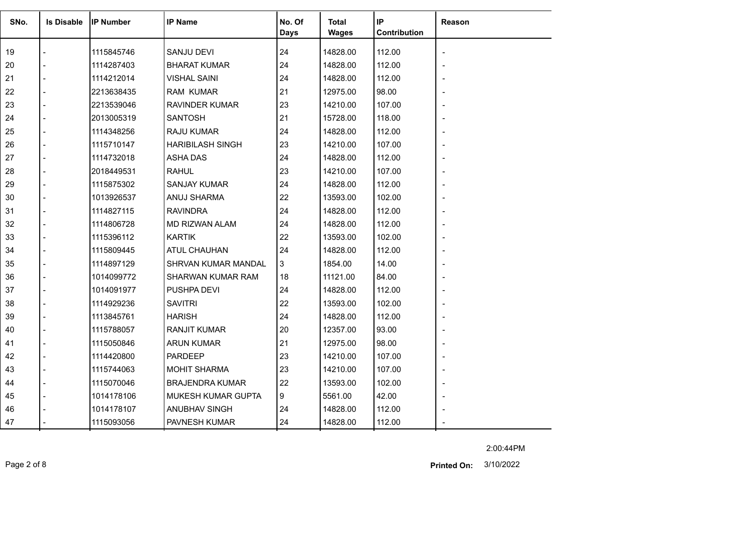| SNo. | Is Disable | IP Number | IP Name | No. Of Days | Total Wages | IP Contribution | Reason |
|---|---|---|---|---|---|---|---|
| 19 | - | 1115845746 | SANJU DEVI | 24 | 14828.00 | 112.00 | - |
| 20 | - | 1114287403 | BHARAT KUMAR | 24 | 14828.00 | 112.00 | - |
| 21 | - | 1114212014 | VISHAL SAINI | 24 | 14828.00 | 112.00 | - |
| 22 | - | 2213638435 | RAM KUMAR | 21 | 12975.00 | 98.00 | - |
| 23 | - | 2213539046 | RAVINDER KUMAR | 23 | 14210.00 | 107.00 | - |
| 24 | - | 2013005319 | SANTOSH | 21 | 15728.00 | 118.00 | - |
| 25 | - | 1114348256 | RAJU KUMAR | 24 | 14828.00 | 112.00 | - |
| 26 | - | 1115710147 | HARIBILASH SINGH | 23 | 14210.00 | 107.00 | - |
| 27 | - | 1114732018 | ASHA DAS | 24 | 14828.00 | 112.00 | - |
| 28 | - | 2018449531 | RAHUL | 23 | 14210.00 | 107.00 | - |
| 29 | - | 1115875302 | SANJAY KUMAR | 24 | 14828.00 | 112.00 | - |
| 30 | - | 1013926537 | ANUJ SHARMA | 22 | 13593.00 | 102.00 | - |
| 31 | - | 1114827115 | RAVINDRA | 24 | 14828.00 | 112.00 | - |
| 32 | - | 1114806728 | MD RIZWAN ALAM | 24 | 14828.00 | 112.00 | - |
| 33 | - | 1115396112 | KARTIK | 22 | 13593.00 | 102.00 | - |
| 34 | - | 1115809445 | ATUL CHAUHAN | 24 | 14828.00 | 112.00 | - |
| 35 | - | 1114897129 | SHRVAN KUMAR MANDAL | 3 | 1854.00 | 14.00 | - |
| 36 | - | 1014099772 | SHARWAN KUMAR RAM | 18 | 11121.00 | 84.00 | - |
| 37 | - | 1014091977 | PUSHPA DEVI | 24 | 14828.00 | 112.00 | - |
| 38 | - | 1114929236 | SAVITRI | 22 | 13593.00 | 102.00 | - |
| 39 | - | 1113845761 | HARISH | 24 | 14828.00 | 112.00 | - |
| 40 | - | 1115788057 | RANJIT KUMAR | 20 | 12357.00 | 93.00 | - |
| 41 | - | 1115050846 | ARUN KUMAR | 21 | 12975.00 | 98.00 | - |
| 42 | - | 1114420800 | PARDEEP | 23 | 14210.00 | 107.00 | - |
| 43 | - | 1115744063 | MOHIT SHARMA | 23 | 14210.00 | 107.00 | - |
| 44 | - | 1115070046 | BRAJENDRA KUMAR | 22 | 13593.00 | 102.00 | - |
| 45 | - | 1014178106 | MUKESH KUMAR GUPTA | 9 | 5561.00 | 42.00 | - |
| 46 | - | 1014178107 | ANUBHAV SINGH | 24 | 14828.00 | 112.00 | - |
| 47 | - | 1115093056 | PAVNESH KUMAR | 24 | 14828.00 | 112.00 | - |

2:00:44PM

**Printed On:** 3/10/2022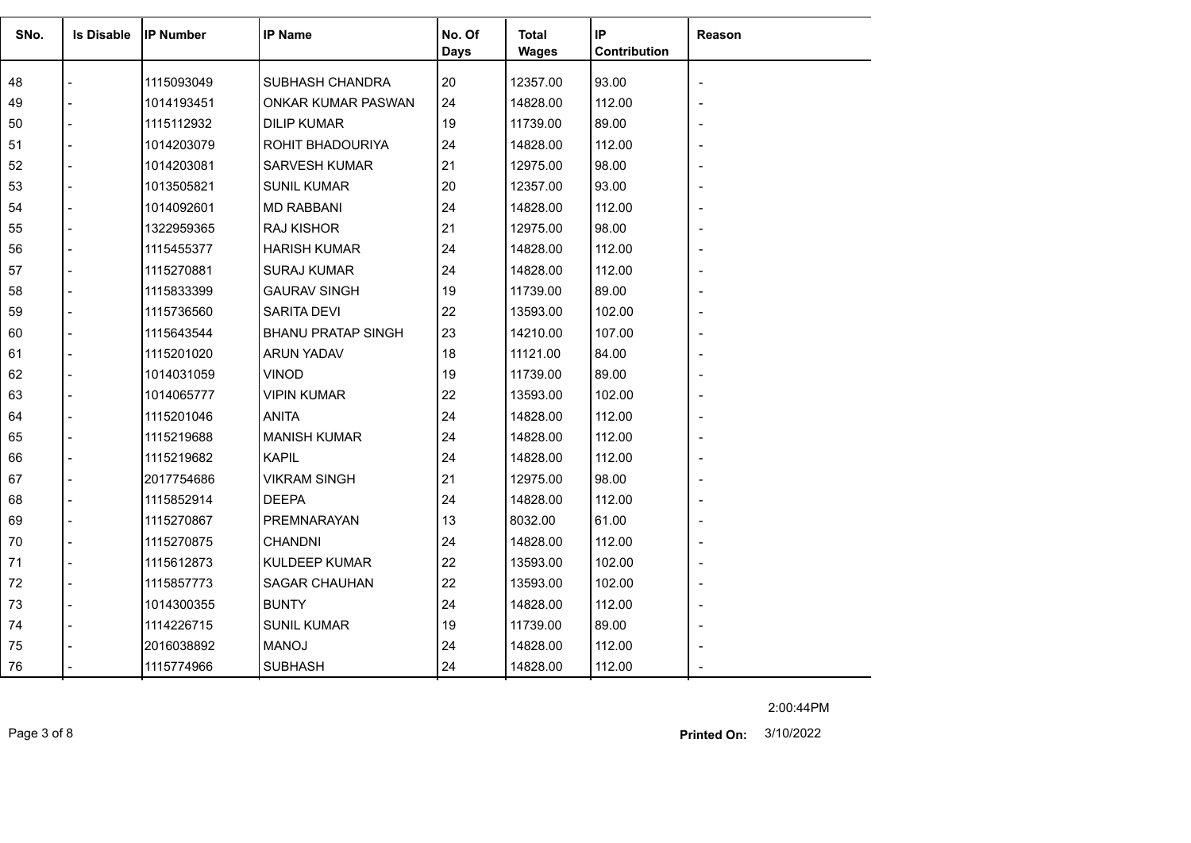| SNo. | Is Disable | IP Number | IP Name | No. Of Days | Total Wages | IP Contribution | Reason |
|---|---|---|---|---|---|---|---|
| 48 | - | 1115093049 | SUBHASH CHANDRA | 20 | 12357.00 | 93.00 | - |
| 49 | - | 1014193451 | ONKAR KUMAR PASWAN | 24 | 14828.00 | 112.00 | - |
| 50 | - | 1115112932 | DILIP KUMAR | 19 | 11739.00 | 89.00 | - |
| 51 | - | 1014203079 | ROHIT BHADOURIYA | 24 | 14828.00 | 112.00 | - |
| 52 | - | 1014203081 | SARVESH KUMAR | 21 | 12975.00 | 98.00 | - |
| 53 | - | 1013505821 | SUNIL KUMAR | 20 | 12357.00 | 93.00 | - |
| 54 | - | 1014092601 | MD RABBANI | 24 | 14828.00 | 112.00 | - |
| 55 | - | 1322959365 | RAJ KISHOR | 21 | 12975.00 | 98.00 | - |
| 56 | - | 1115455377 | HARISH KUMAR | 24 | 14828.00 | 112.00 | - |
| 57 | - | 1115270881 | SURAJ KUMAR | 24 | 14828.00 | 112.00 | - |
| 58 | - | 1115833399 | GAURAV SINGH | 19 | 11739.00 | 89.00 | - |
| 59 | - | 1115736560 | SARITA DEVI | 22 | 13593.00 | 102.00 | - |
| 60 | - | 1115643544 | BHANU PRATAP SINGH | 23 | 14210.00 | 107.00 | - |
| 61 | - | 1115201020 | ARUN YADAV | 18 | 11121.00 | 84.00 | - |
| 62 | - | 1014031059 | VINOD | 19 | 11739.00 | 89.00 | - |
| 63 | - | 1014065777 | VIPIN KUMAR | 22 | 13593.00 | 102.00 | - |
| 64 | - | 1115201046 | ANITA | 24 | 14828.00 | 112.00 | - |
| 65 | - | 1115219688 | MANISH KUMAR | 24 | 14828.00 | 112.00 | - |
| 66 | - | 1115219682 | KAPIL | 24 | 14828.00 | 112.00 | - |
| 67 | - | 2017754686 | VIKRAM SINGH | 21 | 12975.00 | 98.00 | - |
| 68 | - | 1115852914 | DEEPA | 24 | 14828.00 | 112.00 | - |
| 69 | - | 1115270867 | PREMNARAYAN | 13 | 8032.00 | 61.00 | - |
| 70 | - | 1115270875 | CHANDNI | 24 | 14828.00 | 112.00 | - |
| 71 | - | 1115612873 | KULDEEP KUMAR | 22 | 13593.00 | 102.00 | - |
| 72 | - | 1115857773 | SAGAR CHAUHAN | 22 | 13593.00 | 102.00 | - |
| 73 | - | 1014300355 | BUNTY | 24 | 14828.00 | 112.00 | - |
| 74 | - | 1114226715 | SUNIL KUMAR | 19 | 11739.00 | 89.00 | - |
| 75 | - | 2016038892 | MANOJ | 24 | 14828.00 | 112.00 | - |
| 76 | - | 1115774966 | SUBHASH | 24 | 14828.00 | 112.00 | - |

2:00:44PM

**Printed On:** 3/10/2022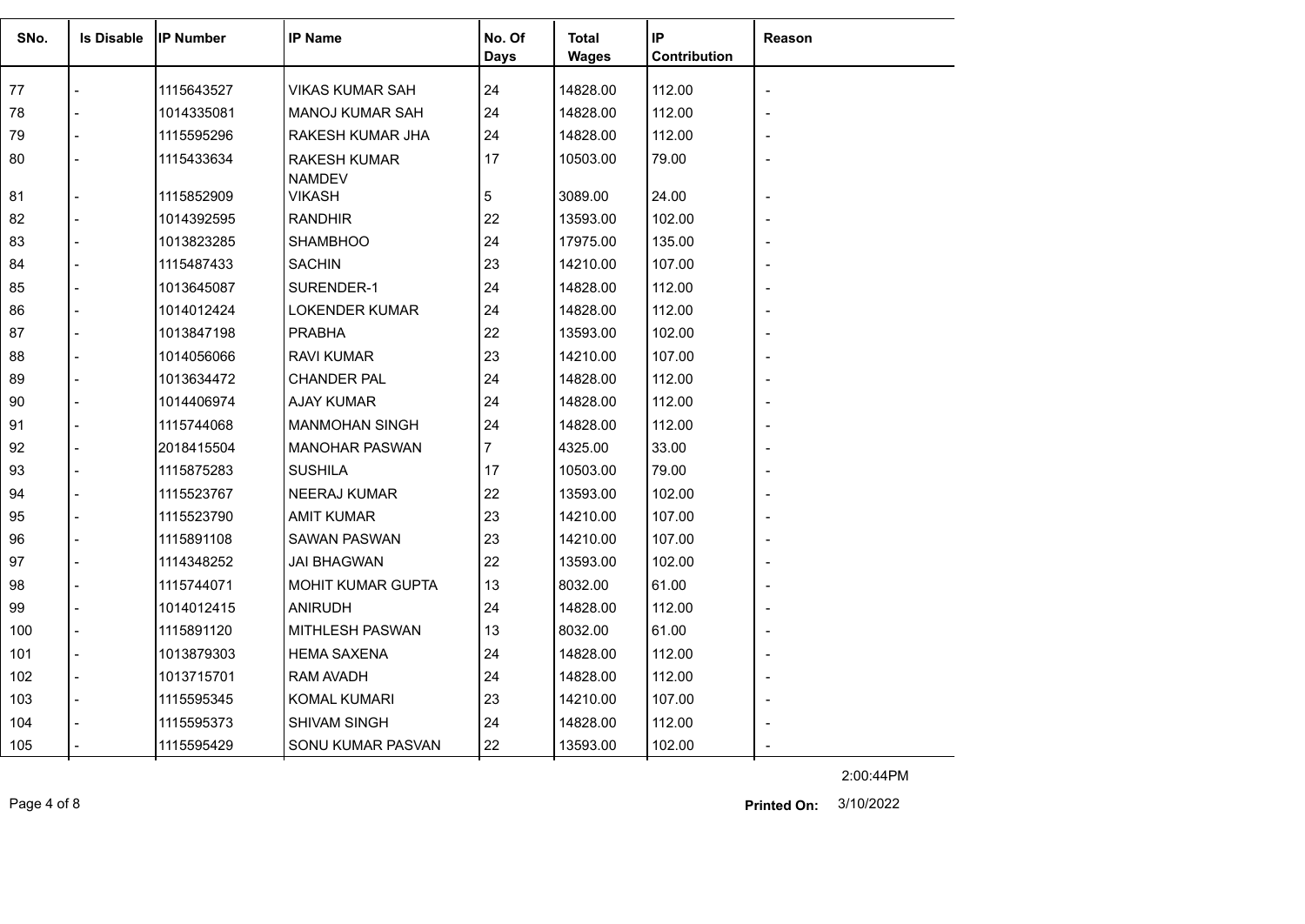| SNo. | Is Disable | IP Number | IP Name | No. Of Days | Total Wages | IP Contribution | Reason |
|---|---|---|---|---|---|---|---|
| 77 | - | 1115643527 | VIKAS KUMAR SAH | 24 | 14828.00 | 112.00 | - |
| 78 | - | 1014335081 | MANOJ KUMAR SAH | 24 | 14828.00 | 112.00 | - |
| 79 | - | 1115595296 | RAKESH KUMAR JHA | 24 | 14828.00 | 112.00 | - |
| 80 | - | 1115433634 | RAKESH KUMAR NAMDEV | 17 | 10503.00 | 79.00 | - |
| 81 | - | 1115852909 | VIKASH | 5 | 3089.00 | 24.00 | - |
| 82 | - | 1014392595 | RANDHIR | 22 | 13593.00 | 102.00 | - |
| 83 | - | 1013823285 | SHAMBHOO | 24 | 17975.00 | 135.00 | - |
| 84 | - | 1115487433 | SACHIN | 23 | 14210.00 | 107.00 | - |
| 85 | - | 1013645087 | SURENDER-1 | 24 | 14828.00 | 112.00 | - |
| 86 | - | 1014012424 | LOKENDER KUMAR | 24 | 14828.00 | 112.00 | - |
| 87 | - | 1013847198 | PRABHA | 22 | 13593.00 | 102.00 | - |
| 88 | - | 1014056066 | RAVI KUMAR | 23 | 14210.00 | 107.00 | - |
| 89 | - | 1013634472 | CHANDER PAL | 24 | 14828.00 | 112.00 | - |
| 90 | - | 1014406974 | AJAY KUMAR | 24 | 14828.00 | 112.00 | - |
| 91 | - | 1115744068 | MANMOHAN SINGH | 24 | 14828.00 | 112.00 | - |
| 92 | - | 2018415504 | MANOHAR PASWAN | 7 | 4325.00 | 33.00 | - |
| 93 | - | 1115875283 | SUSHILA | 17 | 10503.00 | 79.00 | - |
| 94 | - | 1115523767 | NEERAJ KUMAR | 22 | 13593.00 | 102.00 | - |
| 95 | - | 1115523790 | AMIT KUMAR | 23 | 14210.00 | 107.00 | - |
| 96 | - | 1115891108 | SAWAN PASWAN | 23 | 14210.00 | 107.00 | - |
| 97 | - | 1114348252 | JAI BHAGWAN | 22 | 13593.00 | 102.00 | - |
| 98 | - | 1115744071 | MOHIT KUMAR GUPTA | 13 | 8032.00 | 61.00 | - |
| 99 | - | 1014012415 | ANIRUDH | 24 | 14828.00 | 112.00 | - |
| 100 | - | 1115891120 | MITHLESH PASWAN | 13 | 8032.00 | 61.00 | - |
| 101 | - | 1013879303 | HEMA SAXENA | 24 | 14828.00 | 112.00 | - |
| 102 | - | 1013715701 | RAM AVADH | 24 | 14828.00 | 112.00 | - |
| 103 | - | 1115595345 | KOMAL KUMARI | 23 | 14210.00 | 107.00 | - |
| 104 | - | 1115595373 | SHIVAM SINGH | 24 | 14828.00 | 112.00 | - |
| 105 | - | 1115595429 | SONU KUMAR PASVAN | 22 | 13593.00 | 102.00 | - |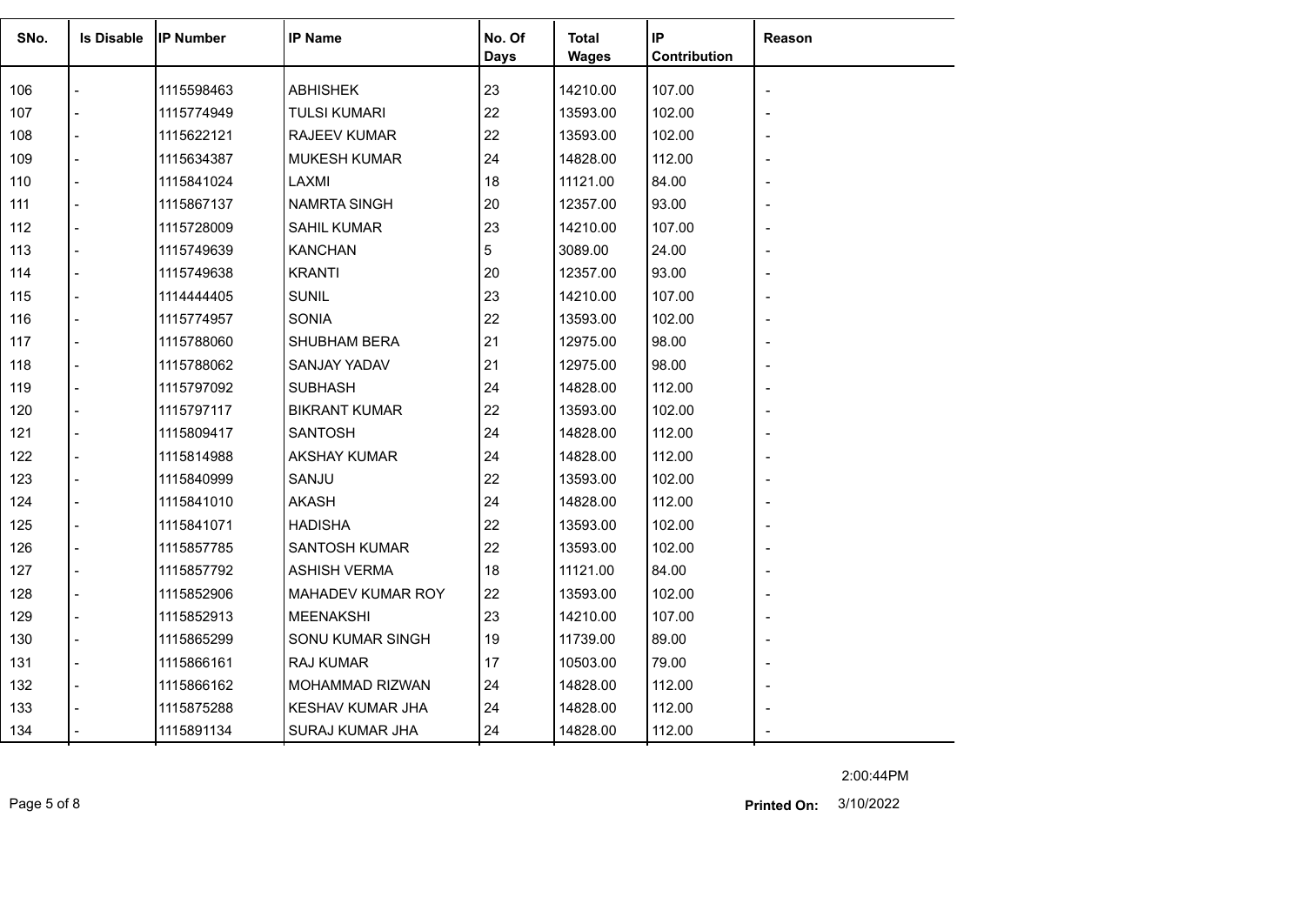| SNo. | Is Disable | IP Number | IP Name | No. Of Days | Total Wages | IP Contribution | Reason |
|---|---|---|---|---|---|---|---|
| 106 | - | 1115598463 | ABHISHEK | 23 | 14210.00 | 107.00 | - |
| 107 | - | 1115774949 | TULSI KUMARI | 22 | 13593.00 | 102.00 | - |
| 108 | - | 1115622121 | RAJEEV KUMAR | 22 | 13593.00 | 102.00 | - |
| 109 | - | 1115634387 | MUKESH KUMAR | 24 | 14828.00 | 112.00 | - |
| 110 | - | 1115841024 | LAXMI | 18 | 11121.00 | 84.00 | - |
| 111 | - | 1115867137 | NAMRTA SINGH | 20 | 12357.00 | 93.00 | - |
| 112 | - | 1115728009 | SAHIL KUMAR | 23 | 14210.00 | 107.00 | - |
| 113 | - | 1115749639 | KANCHAN | 5 | 3089.00 | 24.00 | - |
| 114 | - | 1115749638 | KRANTI | 20 | 12357.00 | 93.00 | - |
| 115 | - | 1114444405 | SUNIL | 23 | 14210.00 | 107.00 | - |
| 116 | - | 1115774957 | SONIA | 22 | 13593.00 | 102.00 | - |
| 117 | - | 1115788060 | SHUBHAM BERA | 21 | 12975.00 | 98.00 | - |
| 118 | - | 1115788062 | SANJAY YADAV | 21 | 12975.00 | 98.00 | - |
| 119 | - | 1115797092 | SUBHASH | 24 | 14828.00 | 112.00 | - |
| 120 | - | 1115797117 | BIKRANT KUMAR | 22 | 13593.00 | 102.00 | - |
| 121 | - | 1115809417 | SANTOSH | 24 | 14828.00 | 112.00 | - |
| 122 | - | 1115814988 | AKSHAY KUMAR | 24 | 14828.00 | 112.00 | - |
| 123 | - | 1115840999 | SANJU | 22 | 13593.00 | 102.00 | - |
| 124 | - | 1115841010 | AKASH | 24 | 14828.00 | 112.00 | - |
| 125 | - | 1115841071 | HADISHA | 22 | 13593.00 | 102.00 | - |
| 126 | - | 1115857785 | SANTOSH KUMAR | 22 | 13593.00 | 102.00 | - |
| 127 | - | 1115857792 | ASHISH VERMA | 18 | 11121.00 | 84.00 | - |
| 128 | - | 1115852906 | MAHADEV KUMAR ROY | 22 | 13593.00 | 102.00 | - |
| 129 | - | 1115852913 | MEENAKSHI | 23 | 14210.00 | 107.00 | - |
| 130 | - | 1115865299 | SONU KUMAR SINGH | 19 | 11739.00 | 89.00 | - |
| 131 | - | 1115866161 | RAJ KUMAR | 17 | 10503.00 | 79.00 | - |
| 132 | - | 1115866162 | MOHAMMAD RIZWAN | 24 | 14828.00 | 112.00 | - |
| 133 | - | 1115875288 | KESHAV KUMAR JHA | 24 | 14828.00 | 112.00 | - |
| 134 | - | 1115891134 | SURAJ KUMAR JHA | 24 | 14828.00 | 112.00 | - |

2:00:44PM

**Printed On:** 3/10/2022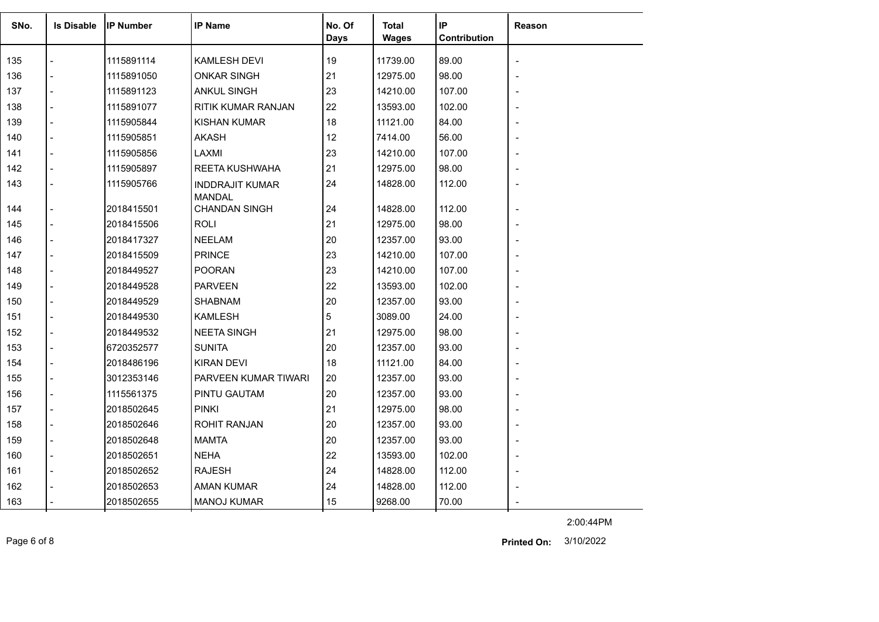| SNo. | Is Disable | IP Number | IP Name | No. Of Days | Total Wages | IP Contribution | Reason |
|---|---|---|---|---|---|---|---|
| 135 | - | 1115891114 | KAMLESH DEVI | 19 | 11739.00 | 89.00 | - |
| 136 | - | 1115891050 | ONKAR SINGH | 21 | 12975.00 | 98.00 | - |
| 137 | - | 1115891123 | ANKUL SINGH | 23 | 14210.00 | 107.00 | - |
| 138 | - | 1115891077 | RITIK KUMAR RANJAN | 22 | 13593.00 | 102.00 | - |
| 139 | - | 1115905844 | KISHAN KUMAR | 18 | 11121.00 | 84.00 | - |
| 140 | - | 1115905851 | AKASH | 12 | 7414.00 | 56.00 | - |
| 141 | - | 1115905856 | LAXMI | 23 | 14210.00 | 107.00 | - |
| 142 | - | 1115905897 | REETA KUSHWAHA | 21 | 12975.00 | 98.00 | - |
| 143 | - | 1115905766 | INDDRAJIT KUMAR MANDAL | 24 | 14828.00 | 112.00 | - |
| 144 | - | 2018415501 | CHANDAN SINGH | 24 | 14828.00 | 112.00 | - |
| 145 | - | 2018415506 | ROLI | 21 | 12975.00 | 98.00 | - |
| 146 | - | 2018417327 | NEELAM | 20 | 12357.00 | 93.00 | - |
| 147 | - | 2018415509 | PRINCE | 23 | 14210.00 | 107.00 | - |
| 148 | - | 2018449527 | POORAN | 23 | 14210.00 | 107.00 | - |
| 149 | - | 2018449528 | PARVEEN | 22 | 13593.00 | 102.00 | - |
| 150 | - | 2018449529 | SHABNAM | 20 | 12357.00 | 93.00 | - |
| 151 | - | 2018449530 | KAMLESH | 5 | 3089.00 | 24.00 | - |
| 152 | - | 2018449532 | NEETA SINGH | 21 | 12975.00 | 98.00 | - |
| 153 | - | 6720352577 | SUNITA | 20 | 12357.00 | 93.00 | - |
| 154 | - | 2018486196 | KIRAN DEVI | 18 | 11121.00 | 84.00 | - |
| 155 | - | 3012353146 | PARVEEN KUMAR TIWARI | 20 | 12357.00 | 93.00 | - |
| 156 | - | 1115561375 | PINTU GAUTAM | 20 | 12357.00 | 93.00 | - |
| 157 | - | 2018502645 | PINKI | 21 | 12975.00 | 98.00 | - |
| 158 | - | 2018502646 | ROHIT RANJAN | 20 | 12357.00 | 93.00 | - |
| 159 | - | 2018502648 | MAMTA | 20 | 12357.00 | 93.00 | - |
| 160 | - | 2018502651 | NEHA | 22 | 13593.00 | 102.00 | - |
| 161 | - | 2018502652 | RAJESH | 24 | 14828.00 | 112.00 | - |
| 162 | - | 2018502653 | AMAN KUMAR | 24 | 14828.00 | 112.00 | - |
| 163 | - | 2018502655 | MANOJ KUMAR | 15 | 9268.00 | 70.00 | - |

2:00:44PM

**Printed On:** 3/10/2022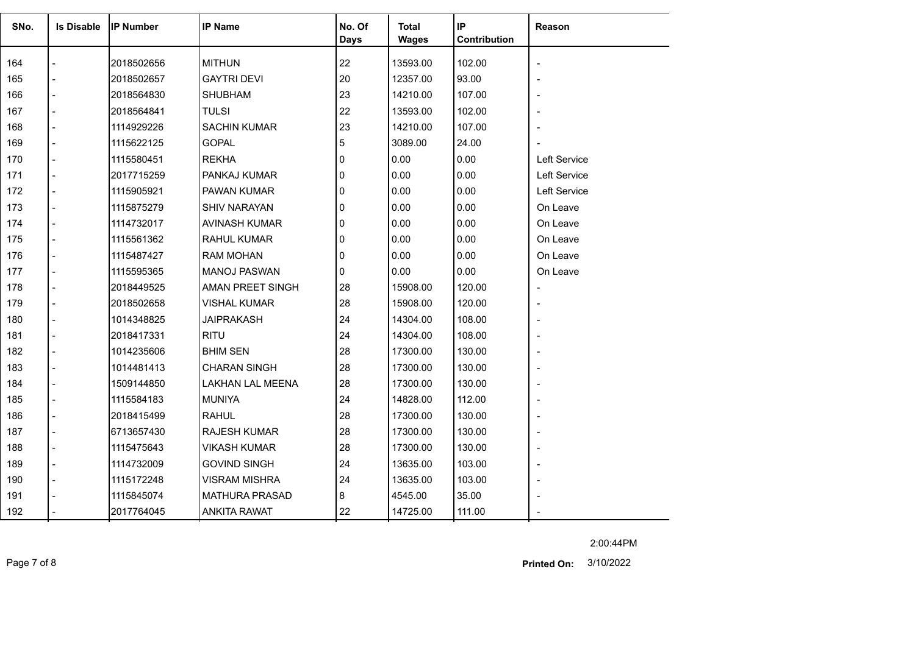| SNo. | Is Disable | IP Number | IP Name | No. Of Days | Total Wages | IP Contribution | Reason |
|---|---|---|---|---|---|---|---|
| 164 | - | 2018502656 | MITHUN | 22 | 13593.00 | 102.00 | - |
| 165 | - | 2018502657 | GAYTRI DEVI | 20 | 12357.00 | 93.00 | - |
| 166 | - | 2018564830 | SHUBHAM | 23 | 14210.00 | 107.00 | - |
| 167 | - | 2018564841 | TULSI | 22 | 13593.00 | 102.00 | - |
| 168 | - | 1114929226 | SACHIN KUMAR | 23 | 14210.00 | 107.00 | - |
| 169 | - | 1115622125 | GOPAL | 5 | 3089.00 | 24.00 | - |
| 170 | - | 1115580451 | REKHA | 0 | 0.00 | 0.00 | Left Service |
| 171 | - | 2017715259 | PANKAJ KUMAR | 0 | 0.00 | 0.00 | Left Service |
| 172 | - | 1115905921 | PAWAN KUMAR | 0 | 0.00 | 0.00 | Left Service |
| 173 | - | 1115875279 | SHIV NARAYAN | 0 | 0.00 | 0.00 | On Leave |
| 174 | - | 1114732017 | AVINASH KUMAR | 0 | 0.00 | 0.00 | On Leave |
| 175 | - | 1115561362 | RAHUL KUMAR | 0 | 0.00 | 0.00 | On Leave |
| 176 | - | 1115487427 | RAM MOHAN | 0 | 0.00 | 0.00 | On Leave |
| 177 | - | 1115595365 | MANOJ PASWAN | 0 | 0.00 | 0.00 | On Leave |
| 178 | - | 2018449525 | AMAN PREET SINGH | 28 | 15908.00 | 120.00 | - |
| 179 | - | 2018502658 | VISHAL KUMAR | 28 | 15908.00 | 120.00 | - |
| 180 | - | 1014348825 | JAIPRAKASH | 24 | 14304.00 | 108.00 | - |
| 181 | - | 2018417331 | RITU | 24 | 14304.00 | 108.00 | - |
| 182 | - | 1014235606 | BHIM SEN | 28 | 17300.00 | 130.00 | - |
| 183 | - | 1014481413 | CHARAN SINGH | 28 | 17300.00 | 130.00 | - |
| 184 | - | 1509144850 | LAKHAN LAL MEENA | 28 | 17300.00 | 130.00 | - |
| 185 | - | 1115584183 | MUNIYA | 24 | 14828.00 | 112.00 | - |
| 186 | - | 2018415499 | RAHUL | 28 | 17300.00 | 130.00 | - |
| 187 | - | 6713657430 | RAJESH KUMAR | 28 | 17300.00 | 130.00 | - |
| 188 | - | 1115475643 | VIKASH KUMAR | 28 | 17300.00 | 130.00 | - |
| 189 | - | 1114732009 | GOVIND SINGH | 24 | 13635.00 | 103.00 | - |
| 190 | - | 1115172248 | VISRAM MISHRA | 24 | 13635.00 | 103.00 | - |
| 191 | - | 1115845074 | MATHURA PRASAD | 8 | 4545.00 | 35.00 | - |
| 192 | - | 2017764045 | ANKITA RAWAT | 22 | 14725.00 | 111.00 | - |

2:00:44PM

**Printed On:** 3/10/2022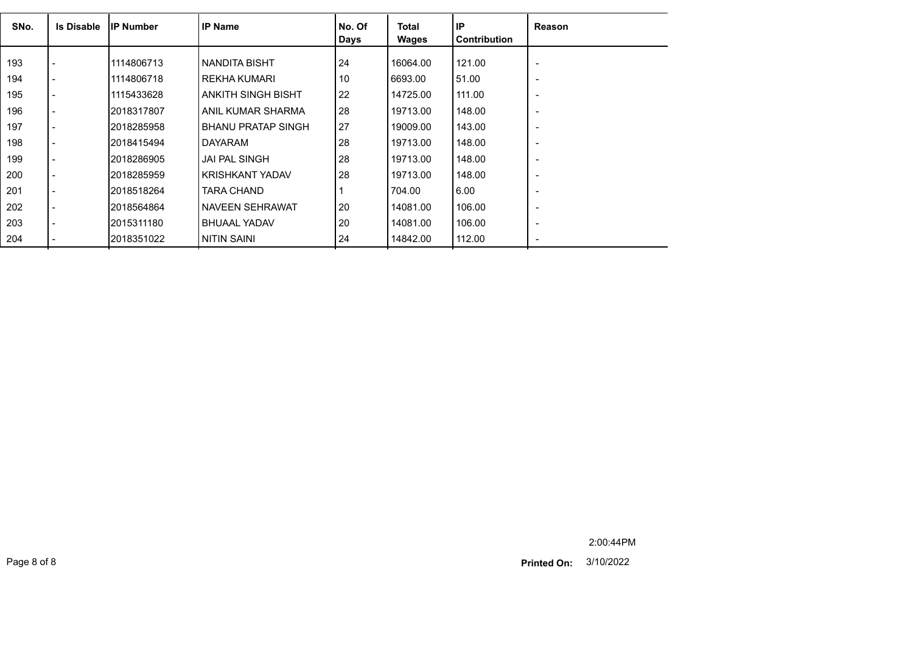| SNo. | Is Disable | IP Number | IP Name | No. Of Days | Total Wages | IP Contribution | Reason |
|---|---|---|---|---|---|---|---|
| 193 | - | 1114806713 | NANDITA BISHT | 24 | 16064.00 | 121.00 | - |
| 194 | - | 1114806718 | REKHA KUMARI | 10 | 6693.00 | 51.00 | - |
| 195 | - | 1115433628 | ANKITH SINGH BISHT | 22 | 14725.00 | 111.00 | - |
| 196 | - | 2018317807 | ANIL KUMAR SHARMA | 28 | 19713.00 | 148.00 | - |
| 197 | - | 2018285958 | BHANU PRATAP SINGH | 27 | 19009.00 | 143.00 | - |
| 198 | - | 2018415494 | DAYARAM | 28 | 19713.00 | 148.00 | - |
| 199 | - | 2018286905 | JAI PAL SINGH | 28 | 19713.00 | 148.00 | - |
| 200 | - | 2018285959 | KRISHKANT YADAV | 28 | 19713.00 | 148.00 | - |
| 201 | - | 2018518264 | TARA CHAND | 1 | 704.00 | 6.00 | - |
| 202 | - | 2018564864 | NAVEEN SEHRAWAT | 20 | 14081.00 | 106.00 | - |
| 203 | - | 2015311180 | BHUAAL YADAV | 20 | 14081.00 | 106.00 | - |
| 204 | - | 2018351022 | NITIN SAINI | 24 | 14842.00 | 112.00 | - |

2:00:44PM

**Printed On:** 3/10/2022